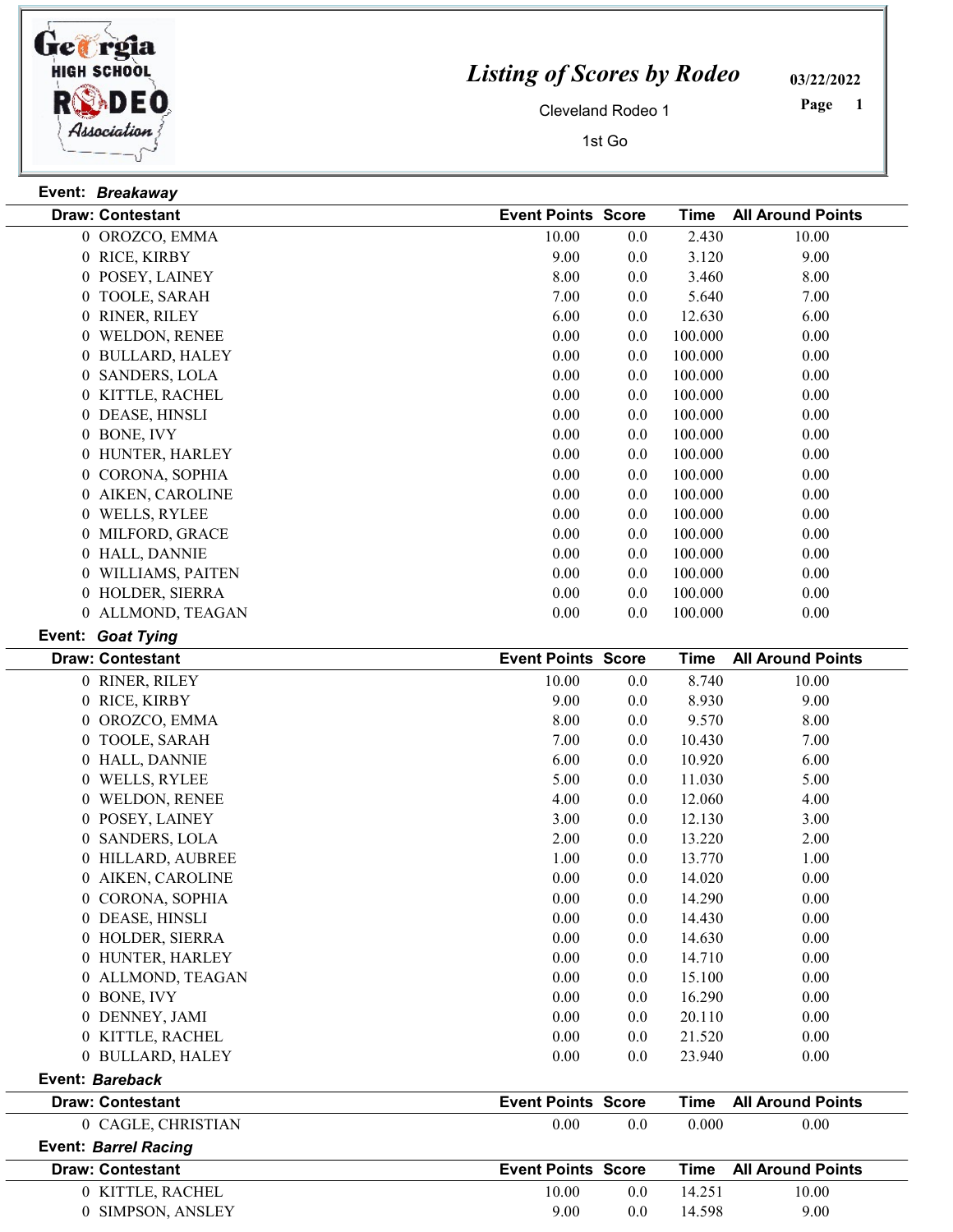# Listing of Scores by Rodeo

Cleveland Rodeo 1

1st Go

03/22/2022

**Event:** ***Breakaway***

| Draw: | Contestant | Event Points | Score | Time | All Around Points |
|---|---|---|---|---|---|
| 0 | OROZCO, EMMA | 10.00 | 0.0 | 2.430 | 10.00 |
| 0 | RICE, KIRBY | 9.00 | 0.0 | 3.120 | 9.00 |
| 0 | POSEY, LAINEY | 8.00 | 0.0 | 3.460 | 8.00 |
| 0 | TOOLE, SARAH | 7.00 | 0.0 | 5.640 | 7.00 |
| 0 | RINER, RILEY | 6.00 | 0.0 | 12.630 | 6.00 |
| 0 | WELDON, RENEE | 0.00 | 0.0 | 100.000 | 0.00 |
| 0 | BULLARD, HALEY | 0.00 | 0.0 | 100.000 | 0.00 |
| 0 | SANDERS, LOLA | 0.00 | 0.0 | 100.000 | 0.00 |
| 0 | KITTLE, RACHEL | 0.00 | 0.0 | 100.000 | 0.00 |
| 0 | DEASE, HINSLI | 0.00 | 0.0 | 100.000 | 0.00 |
| 0 | BONE, IVY | 0.00 | 0.0 | 100.000 | 0.00 |
| 0 | HUNTER, HARLEY | 0.00 | 0.0 | 100.000 | 0.00 |
| 0 | CORONA, SOPHIA | 0.00 | 0.0 | 100.000 | 0.00 |
| 0 | AIKEN, CAROLINE | 0.00 | 0.0 | 100.000 | 0.00 |
| 0 | WELLS, RYLEE | 0.00 | 0.0 | 100.000 | 0.00 |
| 0 | MILFORD, GRACE | 0.00 | 0.0 | 100.000 | 0.00 |
| 0 | HALL, DANNIE | 0.00 | 0.0 | 100.000 | 0.00 |
| 0 | WILLIAMS, PAITEN | 0.00 | 0.0 | 100.000 | 0.00 |
| 0 | HOLDER, SIERRA | 0.00 | 0.0 | 100.000 | 0.00 |
| 0 | ALLMOND, TEAGAN | 0.00 | 0.0 | 100.000 | 0.00 |

**Event:** ***Goat Tying***

| Draw: | Contestant | Event Points | Score | Time | All Around Points |
|---|---|---|---|---|---|
| 0 | RINER, RILEY | 10.00 | 0.0 | 8.740 | 10.00 |
| 0 | RICE, KIRBY | 9.00 | 0.0 | 8.930 | 9.00 |
| 0 | OROZCO, EMMA | 8.00 | 0.0 | 9.570 | 8.00 |
| 0 | TOOLE, SARAH | 7.00 | 0.0 | 10.430 | 7.00 |
| 0 | HALL, DANNIE | 6.00 | 0.0 | 10.920 | 6.00 |
| 0 | WELLS, RYLEE | 5.00 | 0.0 | 11.030 | 5.00 |
| 0 | WELDON, RENEE | 4.00 | 0.0 | 12.060 | 4.00 |
| 0 | POSEY, LAINEY | 3.00 | 0.0 | 12.130 | 3.00 |
| 0 | SANDERS, LOLA | 2.00 | 0.0 | 13.220 | 2.00 |
| 0 | HILLARD, AUBREE | 1.00 | 0.0 | 13.770 | 1.00 |
| 0 | AIKEN, CAROLINE | 0.00 | 0.0 | 14.020 | 0.00 |
| 0 | CORONA, SOPHIA | 0.00 | 0.0 | 14.290 | 0.00 |
| 0 | DEASE, HINSLI | 0.00 | 0.0 | 14.430 | 0.00 |
| 0 | HOLDER, SIERRA | 0.00 | 0.0 | 14.630 | 0.00 |
| 0 | HUNTER, HARLEY | 0.00 | 0.0 | 14.710 | 0.00 |
| 0 | ALLMOND, TEAGAN | 0.00 | 0.0 | 15.100 | 0.00 |
| 0 | BONE, IVY | 0.00 | 0.0 | 16.290 | 0.00 |
| 0 | DENNEY, JAMI | 0.00 | 0.0 | 20.110 | 0.00 |
| 0 | KITTLE, RACHEL | 0.00 | 0.0 | 21.520 | 0.00 |
| 0 | BULLARD, HALEY | 0.00 | 0.0 | 23.940 | 0.00 |

**Event:** ***Bareback***

| Draw: | Contestant | Event Points | Score | Time | All Around Points |
|---|---|---|---|---|---|
| 0 | CAGLE, CHRISTIAN | 0.00 | 0.0 | 0.000 | 0.00 |

**Event:** ***Barrel Racing***

| Draw: | Contestant | Event Points | Score | Time | All Around Points |
|---|---|---|---|---|---|
| 0 | KITTLE, RACHEL | 10.00 | 0.0 | 14.251 | 10.00 |
| 0 | SIMPSON, ANSLEY | 9.00 | 0.0 | 14.598 | 9.00 |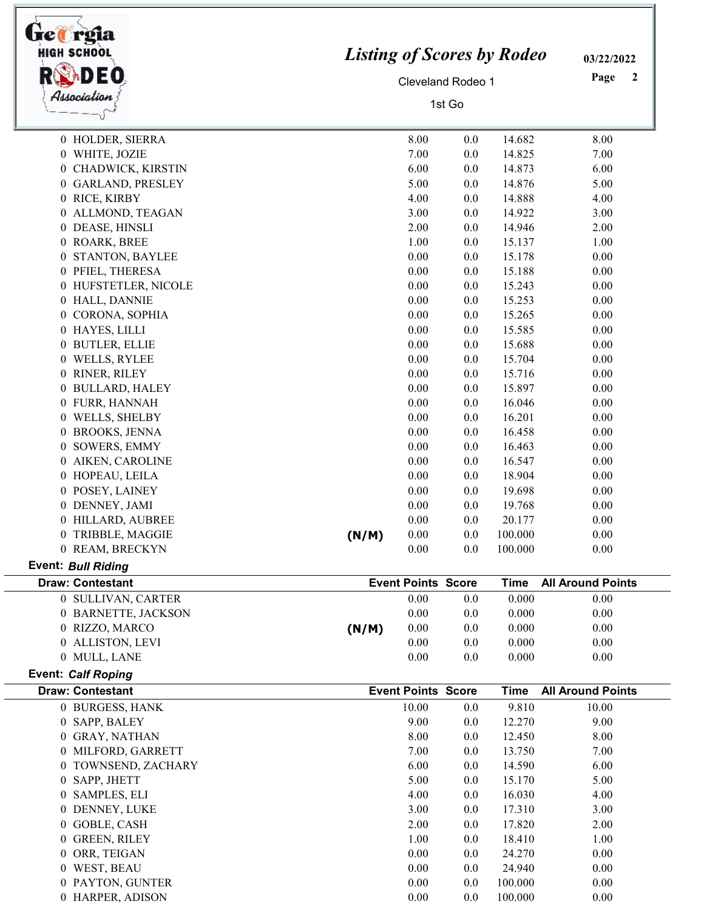| Draw | Contestant | | Event Points | Score | Time | All Around Points |
|---|---|---|---|---|---|---|
| 0 | HOLDER, SIERRA | | 8.00 | 0.0 | 14.682 | 8.00 |
| 0 | WHITE, JOZIE | | 7.00 | 0.0 | 14.825 | 7.00 |
| 0 | CHADWICK, KIRSTIN | | 6.00 | 0.0 | 14.873 | 6.00 |
| 0 | GARLAND, PRESLEY | | 5.00 | 0.0 | 14.876 | 5.00 |
| 0 | RICE, KIRBY | | 4.00 | 0.0 | 14.888 | 4.00 |
| 0 | ALLMOND, TEAGAN | | 3.00 | 0.0 | 14.922 | 3.00 |
| 0 | DEASE, HINSLI | | 2.00 | 0.0 | 14.946 | 2.00 |
| 0 | ROARK, BREE | | 1.00 | 0.0 | 15.137 | 1.00 |
| 0 | STANTON, BAYLEE | | 0.00 | 0.0 | 15.178 | 0.00 |
| 0 | PFIEL, THERESA | | 0.00 | 0.0 | 15.188 | 0.00 |
| 0 | HUFSTETLER, NICOLE | | 0.00 | 0.0 | 15.243 | 0.00 |
| 0 | HALL, DANNIE | | 0.00 | 0.0 | 15.253 | 0.00 |
| 0 | CORONA, SOPHIA | | 0.00 | 0.0 | 15.265 | 0.00 |
| 0 | HAYES, LILLI | | 0.00 | 0.0 | 15.585 | 0.00 |
| 0 | BUTLER, ELLIE | | 0.00 | 0.0 | 15.688 | 0.00 |
| 0 | WELLS, RYLEE | | 0.00 | 0.0 | 15.704 | 0.00 |
| 0 | RINER, RILEY | | 0.00 | 0.0 | 15.716 | 0.00 |
| 0 | BULLARD, HALEY | | 0.00 | 0.0 | 15.897 | 0.00 |
| 0 | FURR, HANNAH | | 0.00 | 0.0 | 16.046 | 0.00 |
| 0 | WELLS, SHELBY | | 0.00 | 0.0 | 16.201 | 0.00 |
| 0 | BROOKS, JENNA | | 0.00 | 0.0 | 16.458 | 0.00 |
| 0 | SOWERS, EMMY | | 0.00 | 0.0 | 16.463 | 0.00 |
| 0 | AIKEN, CAROLINE | | 0.00 | 0.0 | 16.547 | 0.00 |
| 0 | HOPEAU, LEILA | | 0.00 | 0.0 | 18.904 | 0.00 |
| 0 | POSEY, LAINEY | | 0.00 | 0.0 | 19.698 | 0.00 |
| 0 | DENNEY, JAMI | | 0.00 | 0.0 | 19.768 | 0.00 |
| 0 | HILLARD, AUBREE | | 0.00 | 0.0 | 20.177 | 0.00 |
| 0 | TRIBBLE, MAGGIE | (N/M) | 0.00 | 0.0 | 100.000 | 0.00 |
| 0 | REAM, BRECKYN | | 0.00 | 0.0 | 100.000 | 0.00 |

**Event:** ***Bull Riding***

| Draw | Contestant | | Event Points | Score | Time | All Around Points |
|---|---|---|---|---|---|---|
| 0 | SULLIVAN, CARTER | | 0.00 | 0.0 | 0.000 | 0.00 |
| 0 | BARNETTE, JACKSON | | 0.00 | 0.0 | 0.000 | 0.00 |
| 0 | RIZZO, MARCO | (N/M) | 0.00 | 0.0 | 0.000 | 0.00 |
| 0 | ALLISTON, LEVI | | 0.00 | 0.0 | 0.000 | 0.00 |
| 0 | MULL, LANE | | 0.00 | 0.0 | 0.000 | 0.00 |

**Event:** ***Calf Roping***

| Draw | Contestant | | Event Points | Score | Time | All Around Points |
|---|---|---|---|---|---|---|
| 0 | BURGESS, HANK | | 10.00 | 0.0 | 9.810 | 10.00 |
| 0 | SAPP, BALEY | | 9.00 | 0.0 | 12.270 | 9.00 |
| 0 | GRAY, NATHAN | | 8.00 | 0.0 | 12.450 | 8.00 |
| 0 | MILFORD, GARRETT | | 7.00 | 0.0 | 13.750 | 7.00 |
| 0 | TOWNSEND, ZACHARY | | 6.00 | 0.0 | 14.590 | 6.00 |
| 0 | SAPP, JHETT | | 5.00 | 0.0 | 15.170 | 5.00 |
| 0 | SAMPLES, ELI | | 4.00 | 0.0 | 16.030 | 4.00 |
| 0 | DENNEY, LUKE | | 3.00 | 0.0 | 17.310 | 3.00 |
| 0 | GOBLE, CASH | | 2.00 | 0.0 | 17.820 | 2.00 |
| 0 | GREEN, RILEY | | 1.00 | 0.0 | 18.410 | 1.00 |
| 0 | ORR, TEIGAN | | 0.00 | 0.0 | 24.270 | 0.00 |
| 0 | WEST, BEAU | | 0.00 | 0.0 | 24.940 | 0.00 |
| 0 | PAYTON, GUNTER | | 0.00 | 0.0 | 100.000 | 0.00 |
| 0 | HARPER, ADISON | | 0.00 | 0.0 | 100.000 | 0.00 |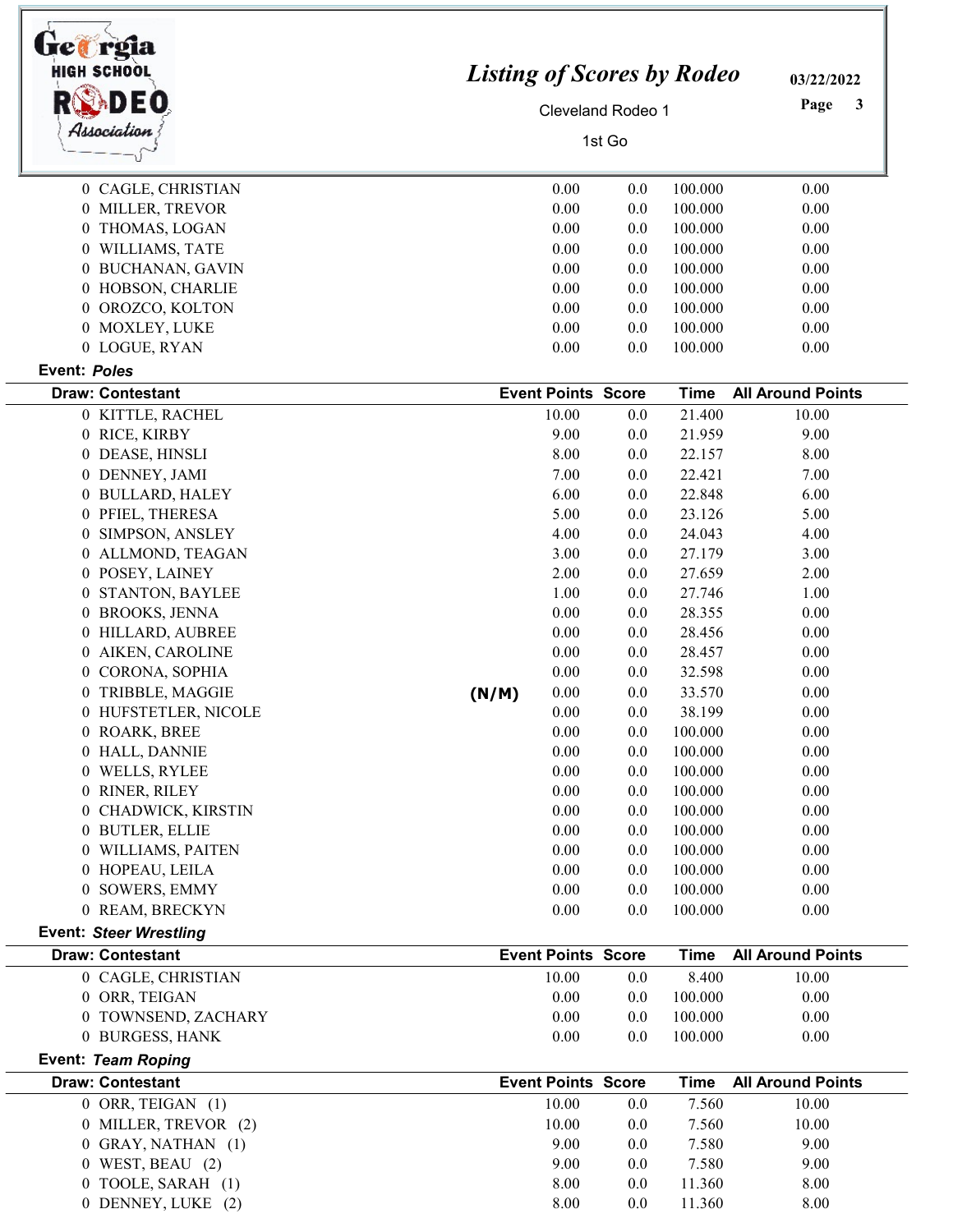| Draw: Contestant | Event Points | Score | Time | All Around Points |
|---|---|---|---|---|
| 0 CAGLE, CHRISTIAN | 0.00 | 0.0 | 100.000 | 0.00 |
| 0 MILLER, TREVOR | 0.00 | 0.0 | 100.000 | 0.00 |
| 0 THOMAS, LOGAN | 0.00 | 0.0 | 100.000 | 0.00 |
| 0 WILLIAMS, TATE | 0.00 | 0.0 | 100.000 | 0.00 |
| 0 BUCHANAN, GAVIN | 0.00 | 0.0 | 100.000 | 0.00 |
| 0 HOBSON, CHARLIE | 0.00 | 0.0 | 100.000 | 0.00 |
| 0 OROZCO, KOLTON | 0.00 | 0.0 | 100.000 | 0.00 |
| 0 MOXLEY, LUKE | 0.00 | 0.0 | 100.000 | 0.00 |
| 0 LOGUE, RYAN | 0.00 | 0.0 | 100.000 | 0.00 |

**Event:** ***Poles***

| Draw: Contestant | Event Points | Score | Time | All Around Points |
|---|---|---|---|---|
| 0 KITTLE, RACHEL | 10.00 | 0.0 | 21.400 | 10.00 |
| 0 RICE, KIRBY | 9.00 | 0.0 | 21.959 | 9.00 |
| 0 DEASE, HINSLI | 8.00 | 0.0 | 22.157 | 8.00 |
| 0 DENNEY, JAMI | 7.00 | 0.0 | 22.421 | 7.00 |
| 0 BULLARD, HALEY | 6.00 | 0.0 | 22.848 | 6.00 |
| 0 PFIEL, THERESA | 5.00 | 0.0 | 23.126 | 5.00 |
| 0 SIMPSON, ANSLEY | 4.00 | 0.0 | 24.043 | 4.00 |
| 0 ALLMOND, TEAGAN | 3.00 | 0.0 | 27.179 | 3.00 |
| 0 POSEY, LAINEY | 2.00 | 0.0 | 27.659 | 2.00 |
| 0 STANTON, BAYLEE | 1.00 | 0.0 | 27.746 | 1.00 |
| 0 BROOKS, JENNA | 0.00 | 0.0 | 28.355 | 0.00 |
| 0 HILLARD, AUBREE | 0.00 | 0.0 | 28.456 | 0.00 |
| 0 AIKEN, CAROLINE | 0.00 | 0.0 | 28.457 | 0.00 |
| 0 CORONA, SOPHIA | 0.00 | 0.0 | 32.598 | 0.00 |
| 0 TRIBBLE, MAGGIE **(N/M)** | 0.00 | 0.0 | 33.570 | 0.00 |
| 0 HUFSTETLER, NICOLE | 0.00 | 0.0 | 38.199 | 0.00 |
| 0 ROARK, BREE | 0.00 | 0.0 | 100.000 | 0.00 |
| 0 HALL, DANNIE | 0.00 | 0.0 | 100.000 | 0.00 |
| 0 WELLS, RYLEE | 0.00 | 0.0 | 100.000 | 0.00 |
| 0 RINER, RILEY | 0.00 | 0.0 | 100.000 | 0.00 |
| 0 CHADWICK, KIRSTIN | 0.00 | 0.0 | 100.000 | 0.00 |
| 0 BUTLER, ELLIE | 0.00 | 0.0 | 100.000 | 0.00 |
| 0 WILLIAMS, PAITEN | 0.00 | 0.0 | 100.000 | 0.00 |
| 0 HOPEAU, LEILA | 0.00 | 0.0 | 100.000 | 0.00 |
| 0 SOWERS, EMMY | 0.00 | 0.0 | 100.000 | 0.00 |
| 0 REAM, BRECKYN | 0.00 | 0.0 | 100.000 | 0.00 |

**Event:** ***Steer Wrestling***

| Draw: Contestant | Event Points | Score | Time | All Around Points |
|---|---|---|---|---|
| 0 CAGLE, CHRISTIAN | 10.00 | 0.0 | 8.400 | 10.00 |
| 0 ORR, TEIGAN | 0.00 | 0.0 | 100.000 | 0.00 |
| 0 TOWNSEND, ZACHARY | 0.00 | 0.0 | 100.000 | 0.00 |
| 0 BURGESS, HANK | 0.00 | 0.0 | 100.000 | 0.00 |

**Event:** ***Team Roping***

| Draw: Contestant | Event Points | Score | Time | All Around Points |
|---|---|---|---|---|
| 0 ORR, TEIGAN (1) | 10.00 | 0.0 | 7.560 | 10.00 |
| 0 MILLER, TREVOR (2) | 10.00 | 0.0 | 7.560 | 10.00 |
| 0 GRAY, NATHAN (1) | 9.00 | 0.0 | 7.580 | 9.00 |
| 0 WEST, BEAU (2) | 9.00 | 0.0 | 7.580 | 9.00 |
| 0 TOOLE, SARAH (1) | 8.00 | 0.0 | 11.360 | 8.00 |
| 0 DENNEY, LUKE (2) | 8.00 | 0.0 | 11.360 | 8.00 |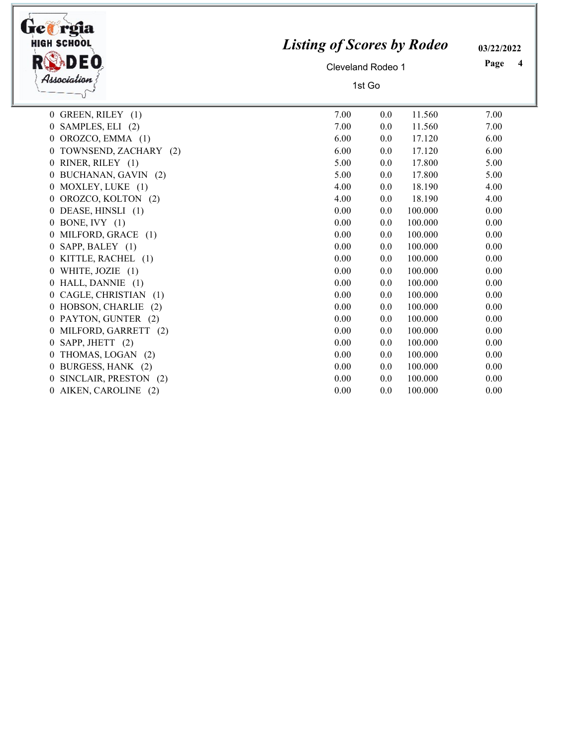# Listing of Scores by Rodeo

Cleveland Rodeo 1

1st Go

03/22/2022

| | | | | | |
|---|---|---|---|---|---|
| 0 | GREEN, RILEY (1) | 7.00 | 0.0 | 11.560 | 7.00 |
| 0 | SAMPLES, ELI (2) | 7.00 | 0.0 | 11.560 | 7.00 |
| 0 | OROZCO, EMMA (1) | 6.00 | 0.0 | 17.120 | 6.00 |
| 0 | TOWNSEND, ZACHARY (2) | 6.00 | 0.0 | 17.120 | 6.00 |
| 0 | RINER, RILEY (1) | 5.00 | 0.0 | 17.800 | 5.00 |
| 0 | BUCHANAN, GAVIN (2) | 5.00 | 0.0 | 17.800 | 5.00 |
| 0 | MOXLEY, LUKE (1) | 4.00 | 0.0 | 18.190 | 4.00 |
| 0 | OROZCO, KOLTON (2) | 4.00 | 0.0 | 18.190 | 4.00 |
| 0 | DEASE, HINSLI (1) | 0.00 | 0.0 | 100.000 | 0.00 |
| 0 | BONE, IVY (1) | 0.00 | 0.0 | 100.000 | 0.00 |
| 0 | MILFORD, GRACE (1) | 0.00 | 0.0 | 100.000 | 0.00 |
| 0 | SAPP, BALEY (1) | 0.00 | 0.0 | 100.000 | 0.00 |
| 0 | KITTLE, RACHEL (1) | 0.00 | 0.0 | 100.000 | 0.00 |
| 0 | WHITE, JOZIE (1) | 0.00 | 0.0 | 100.000 | 0.00 |
| 0 | HALL, DANNIE (1) | 0.00 | 0.0 | 100.000 | 0.00 |
| 0 | CAGLE, CHRISTIAN (1) | 0.00 | 0.0 | 100.000 | 0.00 |
| 0 | HOBSON, CHARLIE (2) | 0.00 | 0.0 | 100.000 | 0.00 |
| 0 | PAYTON, GUNTER (2) | 0.00 | 0.0 | 100.000 | 0.00 |
| 0 | MILFORD, GARRETT (2) | 0.00 | 0.0 | 100.000 | 0.00 |
| 0 | SAPP, JHETT (2) | 0.00 | 0.0 | 100.000 | 0.00 |
| 0 | THOMAS, LOGAN (2) | 0.00 | 0.0 | 100.000 | 0.00 |
| 0 | BURGESS, HANK (2) | 0.00 | 0.0 | 100.000 | 0.00 |
| 0 | SINCLAIR, PRESTON (2) | 0.00 | 0.0 | 100.000 | 0.00 |
| 0 | AIKEN, CAROLINE (2) | 0.00 | 0.0 | 100.000 | 0.00 |